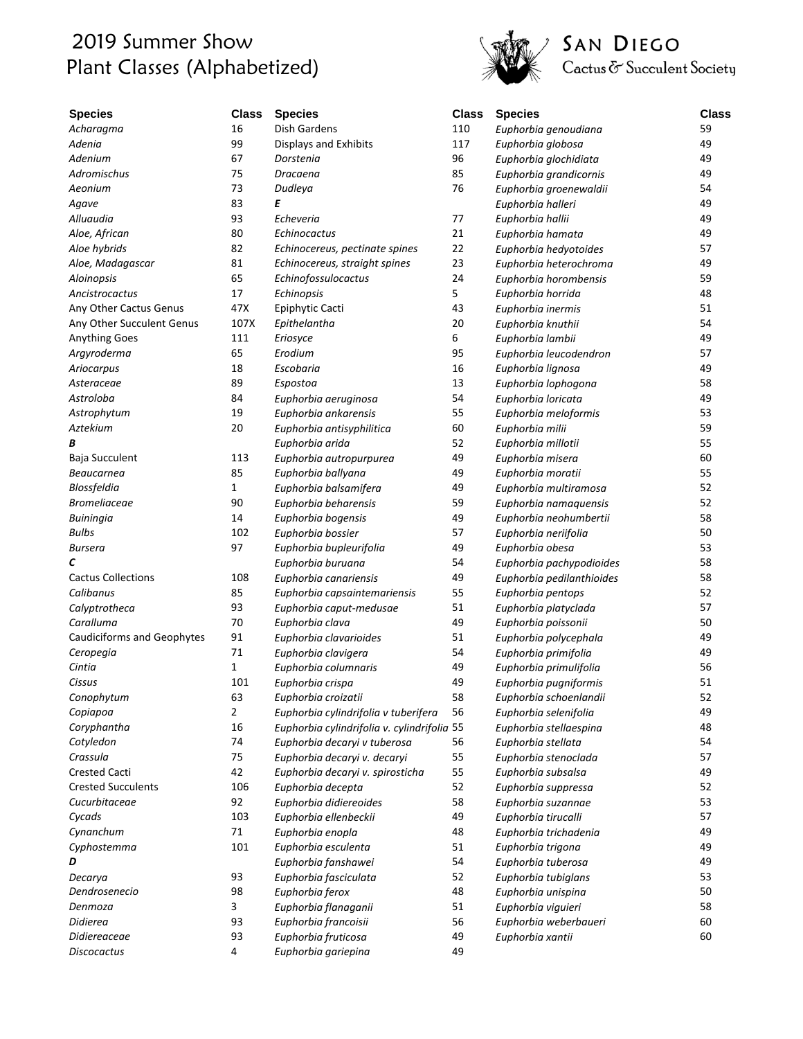# 2019 Summer Show Plant Classes (Alphabetized)

**SAN DIEGO Cactus & Succulent Society**

| Species | Class |
|---|---|
| *Acharagma* | 16 |
| *Adenia* | 99 |
| *Adenium* | 67 |
| *Adromischus* | 75 |
| *Aeonium* | 73 |
| *Agave* | 83 |
| *Alluaudia* | 93 |
| *Aloe, African* | 80 |
| *Aloe hybrids* | 82 |
| *Aloe, Madagascar* | 81 |
| *Aloinopsis* | 65 |
| *Ancistrocactus* | 17 |
| Any Other Cactus Genus | 47X |
| Any Other Succulent Genus | 107X |
| Anything Goes | 111 |
| *Argyroderma* | 65 |
| *Ariocarpus* | 18 |
| *Asteraceae* | 89 |
| *Astroloba* | 84 |
| *Astrophytum* | 19 |
| *Aztekium* | 20 |
| ***B*** | |
| Baja Succulent | 113 |
| *Beaucarnea* | 85 |
| *Blossfeldia* | 1 |
| *Bromeliaceae* | 90 |
| *Buiningia* | 14 |
| *Bulbs* | 102 |
| *Bursera* | 97 |
| ***C*** | |
| Cactus Collections | 108 |
| *Calibanus* | 85 |
| *Calyptrotheca* | 93 |
| *Caralluma* | 70 |
| Caudiciforms and Geophytes | 91 |
| *Ceropegia* | 71 |
| *Cintia* | 1 |
| *Cissus* | 101 |
| *Conophytum* | 63 |
| *Copiapoa* | 2 |
| *Coryphantha* | 16 |
| *Cotyledon* | 74 |
| *Crassula* | 75 |
| Crested Cacti | 42 |
| Crested Succulents | 106 |
| *Cucurbitaceae* | 92 |
| *Cycads* | 103 |
| *Cynanchum* | 71 |
| *Cyphostemma* | 101 |
| ***D*** | |
| *Decarya* | 93 |
| *Dendrosenecio* | 98 |
| *Denmoza* | 3 |
| *Didierea* | 93 |
| *Didiereaceae* | 93 |
| *Discocactus* | 4 |
| Dish Gardens | 110 |
| Displays and Exhibits | 117 |
| *Dorstenia* | 96 |
| *Dracaena* | 85 |
| *Dudleya* | 76 |
| ***E*** | |
| *Echeveria* | 77 |
| *Echinocactus* | 21 |
| *Echinocereus, pectinate spines* | 22 |
| *Echinocereus, straight spines* | 23 |
| *Echinofossulocactus* | 24 |
| *Echinopsis* | 5 |
| Epiphytic Cacti | 43 |
| *Epithelantha* | 20 |
| *Eriosyce* | 6 |
| *Erodium* | 95 |
| *Escobaria* | 16 |
| *Espostoa* | 13 |
| *Euphorbia aeruginosa* | 54 |
| *Euphorbia ankarensis* | 55 |
| *Euphorbia antisyphilitica* | 60 |
| *Euphorbia arida* | 52 |
| *Euphorbia autropurpurea* | 49 |
| *Euphorbia ballyana* | 49 |
| *Euphorbia balsamifera* | 49 |
| *Euphorbia beharensis* | 59 |
| *Euphorbia bogensis* | 49 |
| *Euphorbia bossier* | 57 |
| *Euphorbia bupleurifolia* | 49 |
| *Euphorbia buruana* | 54 |
| *Euphorbia canariensis* | 49 |
| *Euphorbia capsaintemariensis* | 55 |
| *Euphorbia caput-medusae* | 51 |
| *Euphorbia clava* | 49 |
| *Euphorbia clavarioides* | 51 |
| *Euphorbia clavigera* | 54 |
| *Euphorbia columnaris* | 49 |
| *Euphorbia crispa* | 49 |
| *Euphorbia croizatii* | 58 |
| *Euphorbia cylindrifolia v tuberifera* | 56 |
| *Euphorbia cylindrifolia v. cylindrifolia* | 55 |
| *Euphorbia decaryi v tuberosa* | 56 |
| *Euphorbia decaryi v. decaryi* | 55 |
| *Euphorbia decaryi v. spirosticha* | 55 |
| *Euphorbia decepta* | 52 |
| *Euphorbia didiereoides* | 58 |
| *Euphorbia ellenbeckii* | 49 |
| *Euphorbia enopla* | 48 |
| *Euphorbia esculenta* | 51 |
| *Euphorbia fanshawei* | 54 |
| *Euphorbia fasciculata* | 52 |
| *Euphorbia ferox* | 48 |
| *Euphorbia flanaganii* | 51 |
| *Euphorbia francoisii* | 56 |
| *Euphorbia fruticosa* | 49 |
| *Euphorbia gariepina* | 49 |
| *Euphorbia genoudiana* | 59 |
| *Euphorbia globosa* | 49 |
| *Euphorbia glochidiata* | 49 |
| *Euphorbia grandicornis* | 49 |
| *Euphorbia groenewaldii* | 54 |
| *Euphorbia halleri* | 49 |
| *Euphorbia hallii* | 49 |
| *Euphorbia hamata* | 49 |
| *Euphorbia hedyotoides* | 57 |
| *Euphorbia heterochroma* | 49 |
| *Euphorbia horombensis* | 59 |
| *Euphorbia horrida* | 48 |
| *Euphorbia inermis* | 51 |
| *Euphorbia knuthii* | 54 |
| *Euphorbia lambii* | 49 |
| *Euphorbia leucodendron* | 57 |
| *Euphorbia lignosa* | 49 |
| *Euphorbia lophogona* | 58 |
| *Euphorbia loricata* | 49 |
| *Euphorbia meloformis* | 53 |
| *Euphorbia milii* | 59 |
| *Euphorbia millotii* | 55 |
| *Euphorbia misera* | 60 |
| *Euphorbia moratii* | 55 |
| *Euphorbia multiramosa* | 52 |
| *Euphorbia namaquensis* | 52 |
| *Euphorbia neohumbertii* | 58 |
| *Euphorbia neriifolia* | 50 |
| *Euphorbia obesa* | 53 |
| *Euphorbia pachypodioides* | 58 |
| *Euphorbia pedilanthioides* | 58 |
| *Euphorbia pentops* | 52 |
| *Euphorbia platyclada* | 57 |
| *Euphorbia poissonii* | 50 |
| *Euphorbia polycephala* | 49 |
| *Euphorbia primifolia* | 49 |
| *Euphorbia primulifolia* | 56 |
| *Euphorbia pugniformis* | 51 |
| *Euphorbia schoenlandii* | 52 |
| *Euphorbia selenifolia* | 49 |
| *Euphorbia stellaespina* | 48 |
| *Euphorbia stellata* | 54 |
| *Euphorbia stenoclada* | 57 |
| *Euphorbia subsalsa* | 49 |
| *Euphorbia suppressa* | 52 |
| *Euphorbia suzannae* | 53 |
| *Euphorbia tirucalli* | 57 |
| *Euphorbia trichadenia* | 49 |
| *Euphorbia trigona* | 49 |
| *Euphorbia tuberosa* | 49 |
| *Euphorbia tubiglans* | 53 |
| *Euphorbia unispina* | 50 |
| *Euphorbia viguieri* | 58 |
| *Euphorbia weberbaueri* | 60 |
| *Euphorbia xantii* | 60 |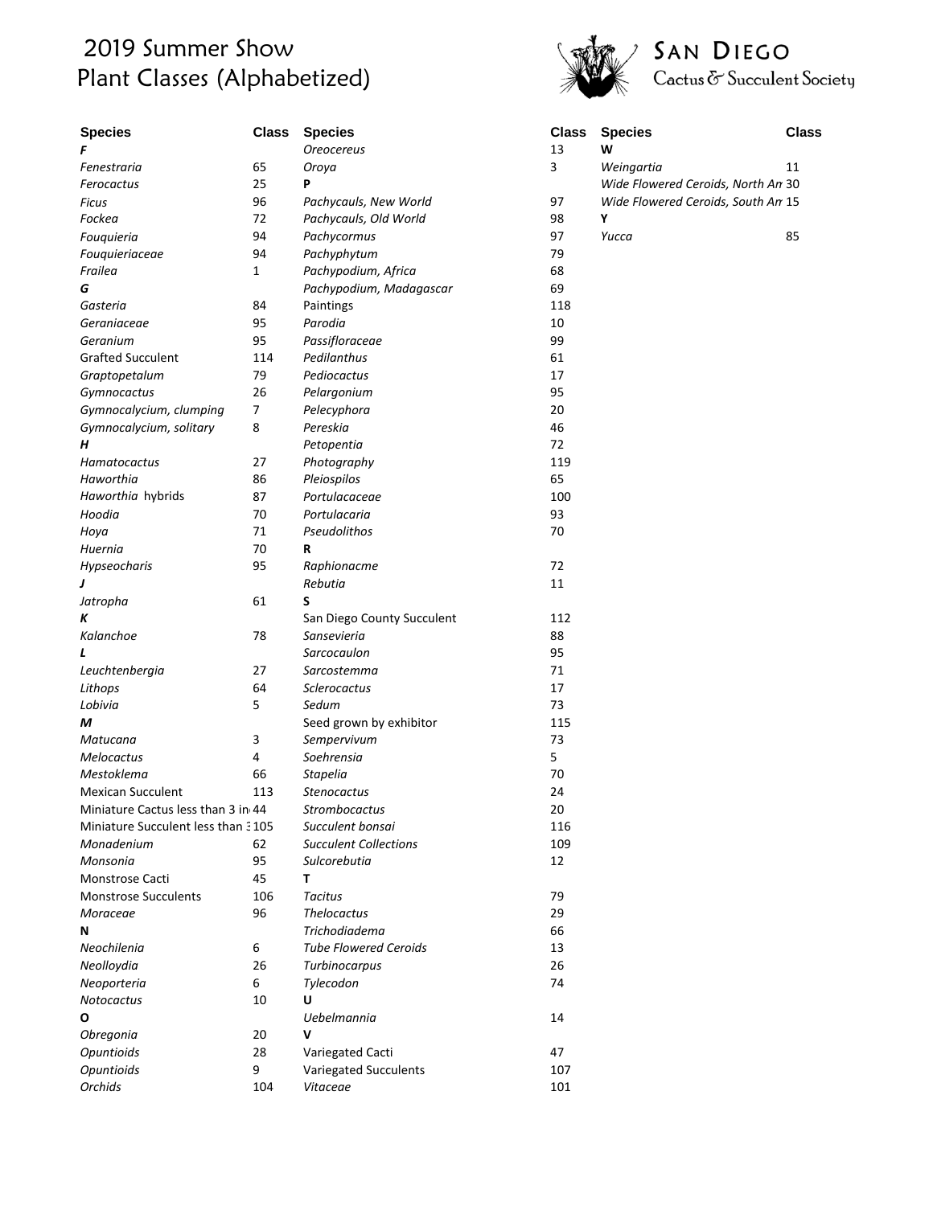# 2019 Summer Show
# Plant Classes (Alphabetized)

**SAN DIEGO**
Cactus & Succulent Society

| Species | Class |
|---|---|
| **F** | |
| *Fenestraria* | 65 |
| *Ferocactus* | 25 |
| *Ficus* | 96 |
| *Fockea* | 72 |
| *Fouquieria* | 94 |
| *Fouquieriaceae* | 94 |
| *Frailea* | 1 |
| **G** | |
| *Gasteria* | 84 |
| *Geraniaceae* | 95 |
| *Geranium* | 95 |
| Grafted Succulent | 114 |
| *Graptopetalum* | 79 |
| *Gymnocactus* | 26 |
| *Gymnocalycium, clumping* | 7 |
| *Gymnocalycium, solitary* | 8 |
| **H** | |
| *Hamatocactus* | 27 |
| *Haworthia* | 86 |
| *Haworthia* hybrids | 87 |
| *Hoodia* | 70 |
| *Hoya* | 71 |
| *Huernia* | 70 |
| *Hypseocharis* | 95 |
| **J** | |
| *Jatropha* | 61 |
| **K** | |
| *Kalanchoe* | 78 |
| **L** | |
| *Leuchtenbergia* | 27 |
| *Lithops* | 64 |
| *Lobivia* | 5 |
| **M** | |
| *Matucana* | 3 |
| *Melocactus* | 4 |
| *Mestoklema* | 66 |
| Mexican Succulent | 113 |
| Miniature Cactus less than 3 in | 44 |
| Miniature Succulent less than 3 | 105 |
| *Monadenium* | 62 |
| *Monsonia* | 95 |
| Monstrose Cacti | 45 |
| Monstrose Succulents | 106 |
| *Moraceae* | 96 |
| **N** | |
| *Neochilenia* | 6 |
| *Neolloydia* | 26 |
| *Neoporteria* | 6 |
| *Notocactus* | 10 |
| **O** | |
| *Obregonia* | 20 |
| *Opuntioids* | 28 |
| *Opuntioids* | 9 |
| *Orchids* | 104 |
| *Oreocereus* | 13 |
| *Oroya* | 3 |
| **P** | |
| *Pachycauls, New World* | 97 |
| *Pachycauls, Old World* | 98 |
| *Pachycormus* | 97 |
| *Pachyphytum* | 79 |
| *Pachypodium, Africa* | 68 |
| *Pachypodium, Madagascar* | 69 |
| Paintings | 118 |
| *Parodia* | 10 |
| *Passifloraceae* | 99 |
| *Pedilanthus* | 61 |
| *Pediocactus* | 17 |
| *Pelargonium* | 95 |
| *Pelecyphora* | 20 |
| *Pereskia* | 46 |
| *Petopentia* | 72 |
| *Photography* | 119 |
| *Pleiospilos* | 65 |
| *Portulacaceae* | 100 |
| *Portulacaria* | 93 |
| *Pseudolithos* | 70 |
| **R** | |
| *Raphionacme* | 72 |
| *Rebutia* | 11 |
| **S** | |
| San Diego County Succulent | 112 |
| *Sansevieria* | 88 |
| *Sarcocaulon* | 95 |
| *Sarcostemma* | 71 |
| *Sclerocactus* | 17 |
| *Sedum* | 73 |
| Seed grown by exhibitor | 115 |
| *Sempervivum* | 73 |
| *Soehrensia* | 5 |
| *Stapelia* | 70 |
| *Stenocactus* | 24 |
| *Strombocactus* | 20 |
| *Succulent bonsai* | 116 |
| *Succulent Collections* | 109 |
| *Sulcorebutia* | 12 |
| **T** | |
| *Tacitus* | 79 |
| *Thelocactus* | 29 |
| *Trichodiadema* | 66 |
| *Tube Flowered Ceroids* | 13 |
| *Turbinocarpus* | 26 |
| *Tylecodon* | 74 |
| **U** | |
| *Uebelmannia* | 14 |
| **V** | |
| Variegated Cacti | 47 |
| Variegated Succulents | 107 |
| *Vitaceae* | 101 |
| **W** | |
| *Weingartia* | 11 |
| *Wide Flowered Ceroids, North An* | 30 |
| *Wide Flowered Ceroids, South An* | 15 |
| **Y** | |
| *Yucca* | 85 |